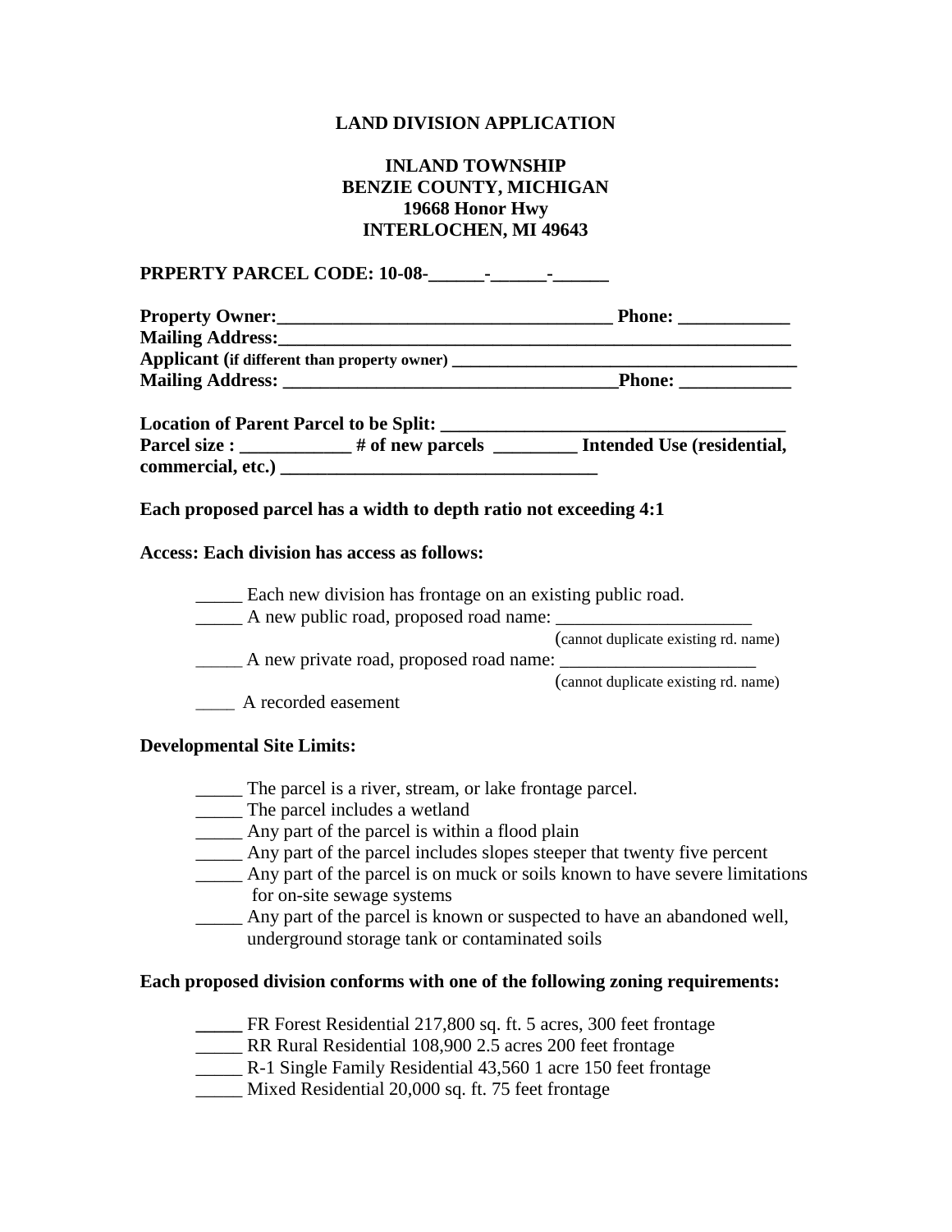# LAND DIVISION APPLICATION

## INLAND TOWNSHIP
## BENZIE COUNTY, MICHIGAN
## 19668 Honor Hwy
## INTERLOCHEN, MI 49643

**PRPERTY PARCEL CODE: 10-08-______-______-______**

**Property Owner:____________________________________ Phone: ____________**
**Mailing Address:________________________________________________________**
**Applicant (if different than property owner) ______________________________________**
**Mailing Address: ____________________________________Phone: ____________**

**Location of Parent Parcel to be Split: _____________________________________**
**Parcel size : ____________ # of new parcels _________ Intended Use (residential, commercial, etc.) __________________________________**

**Each proposed parcel has a width to depth ratio not exceeding 4:1**

**Access: Each division has access as follows:**

_____ Each new division has frontage on an existing public road.
_____ A new public road, proposed road name: _____________________ (cannot duplicate existing rd. name)
_____ A new private road, proposed road name: _____________________ (cannot duplicate existing rd. name)
____ A recorded easement

**Developmental Site Limits:**

_____ The parcel is a river, stream, or lake frontage parcel.
_____ The parcel includes a wetland
_____ Any part of the parcel is within a flood plain
_____ Any part of the parcel includes slopes steeper that twenty five percent
_____ Any part of the parcel is on muck or soils known to have severe limitations for on-site sewage systems
_____ Any part of the parcel is known or suspected to have an abandoned well, underground storage tank or contaminated soils

**Each proposed division conforms with one of the following zoning requirements:**

_____ FR Forest Residential 217,800 sq. ft. 5 acres, 300 feet frontage
_____ RR Rural Residential 108,900 2.5 acres 200 feet frontage
_____ R-1 Single Family Residential 43,560 1 acre 150 feet frontage
_____ Mixed Residential 20,000 sq. ft. 75 feet frontage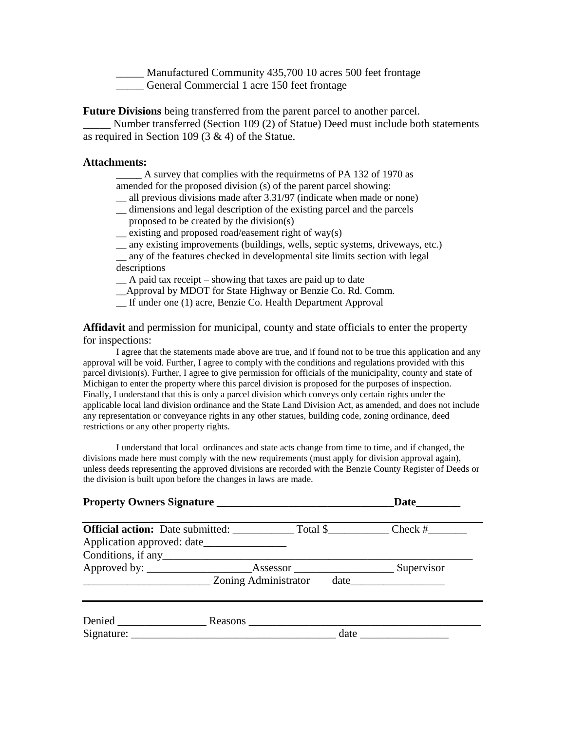_____ Manufactured Community 435,700 10 acres 500 feet frontage
_____ General Commercial 1 acre 150 feet frontage

**Future Divisions** being transferred from the parent parcel to another parcel.
_____ Number transferred (Section 109 (2) of Statue) Deed must include both statements as required in Section 109 (3 & 4) of the Statue.

**Attachments:**

_____ A survey that complies with the requirmetns of PA 132 of 1970 as amended for the proposed division (s) of the parent parcel showing:
__ all previous divisions made after 3.31/97 (indicate when made or none)
__ dimensions and legal description of the existing parcel and the parcels proposed to be created by the division(s)
__ existing and proposed road/easement right of way(s)
__ any existing improvements (buildings, wells, septic systems, driveways, etc.)
__ any of the features checked in developmental site limits section with legal descriptions
__ A paid tax receipt – showing that taxes are paid up to date
__Approval by MDOT for State Highway or Benzie Co. Rd. Comm.
__ If under one (1) acre, Benzie Co. Health Department Approval

**Affidavit** and permission for municipal, county and state officials to enter the property for inspections:

I agree that the statements made above are true, and if found not to be true this application and any approval will be void. Further, I agree to comply with the conditions and regulations provided with this parcel division(s). Further, I agree to give permission for officials of the municipality, county and state of Michigan to enter the property where this parcel division is proposed for the purposes of inspection. Finally, I understand that this is only a parcel division which conveys only certain rights under the applicable local land division ordinance and the State Land Division Act, as amended, and does not include any representation or conveyance rights in any other statues, building code, zoning ordinance, deed restrictions or any other property rights.

I understand that local ordinances and state acts change from time to time, and if changed, the divisions made here must comply with the new requirements (must apply for division approval again), unless deeds representing the approved divisions are recorded with the Benzie County Register of Deeds or the division is built upon before the changes in laws are made.

**Property Owners Signature ________________________________Date________**

---

**Official action:** Date submitted: ___________ Total $___________ Check #_______
Application approved: date_______________
Conditions, if any_________________________________________________________
Approved by: ___________________Assessor _________________ Supervisor
_______________________ Zoning Administrator date_________________

---

Denied ________________ Reasons __________________________________________
Signature: _____________________________________ date ________________